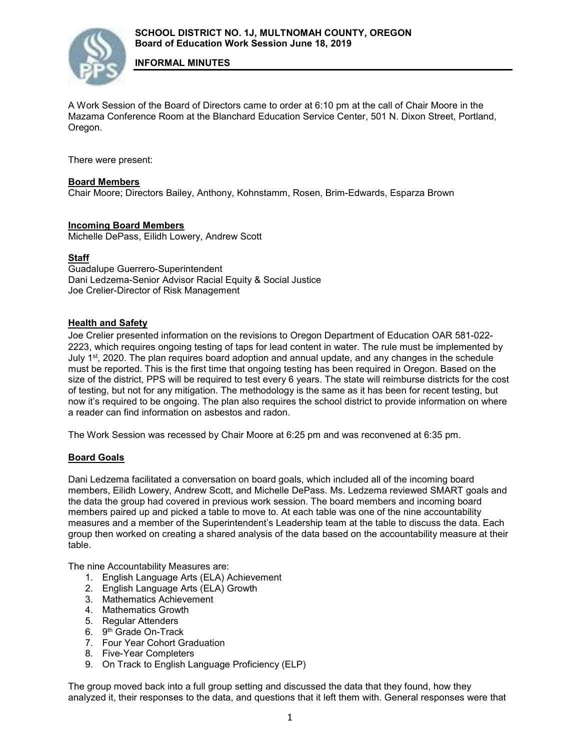**SCHOOL DISTRICT NO. 1J, MULTNOMAH COUNTY, OREGON**
**Board of Education Work Session June 18, 2019**

**INFORMAL MINUTES**

A Work Session of the Board of Directors came to order at 6:10 pm at the call of Chair Moore in the Mazama Conference Room at the Blanchard Education Service Center, 501 N. Dixon Street, Portland, Oregon.

There were present:

**Board Members**
Chair Moore; Directors Bailey, Anthony, Kohnstamm, Rosen, Brim-Edwards, Esparza Brown

**Incoming Board Members**
Michelle DePass, Eilidh Lowery, Andrew Scott

**Staff**
Guadalupe Guerrero-Superintendent
Dani Ledzema-Senior Advisor Racial Equity & Social Justice
Joe Crelier-Director of Risk Management

**Health and Safety**
Joe Crelier presented information on the revisions to Oregon Department of Education OAR 581-022-2223, which requires ongoing testing of taps for lead content in water. The rule must be implemented by July 1st, 2020. The plan requires board adoption and annual update, and any changes in the schedule must be reported. This is the first time that ongoing testing has been required in Oregon. Based on the size of the district, PPS will be required to test every 6 years. The state will reimburse districts for the cost of testing, but not for any mitigation. The methodology is the same as it has been for recent testing, but now it's required to be ongoing. The plan also requires the school district to provide information on where a reader can find information on asbestos and radon.

The Work Session was recessed by Chair Moore at 6:25 pm and was reconvened at 6:35 pm.

**Board Goals**

Dani Ledzema facilitated a conversation on board goals, which included all of the incoming board members, Eilidh Lowery, Andrew Scott, and Michelle DePass. Ms. Ledzema reviewed SMART goals and the data the group had covered in previous work session. The board members and incoming board members paired up and picked a table to move to. At each table was one of the nine accountability measures and a member of the Superintendent's Leadership team at the table to discuss the data. Each group then worked on creating a shared analysis of the data based on the accountability measure at their table.

The nine Accountability Measures are:

1. English Language Arts (ELA) Achievement
2. English Language Arts (ELA) Growth
3. Mathematics Achievement
4. Mathematics Growth
5. Regular Attenders
6. 9th Grade On-Track
7. Four Year Cohort Graduation
8. Five-Year Completers
9. On Track to English Language Proficiency (ELP)

The group moved back into a full group setting and discussed the data that they found, how they analyzed it, their responses to the data, and questions that it left them with. General responses were that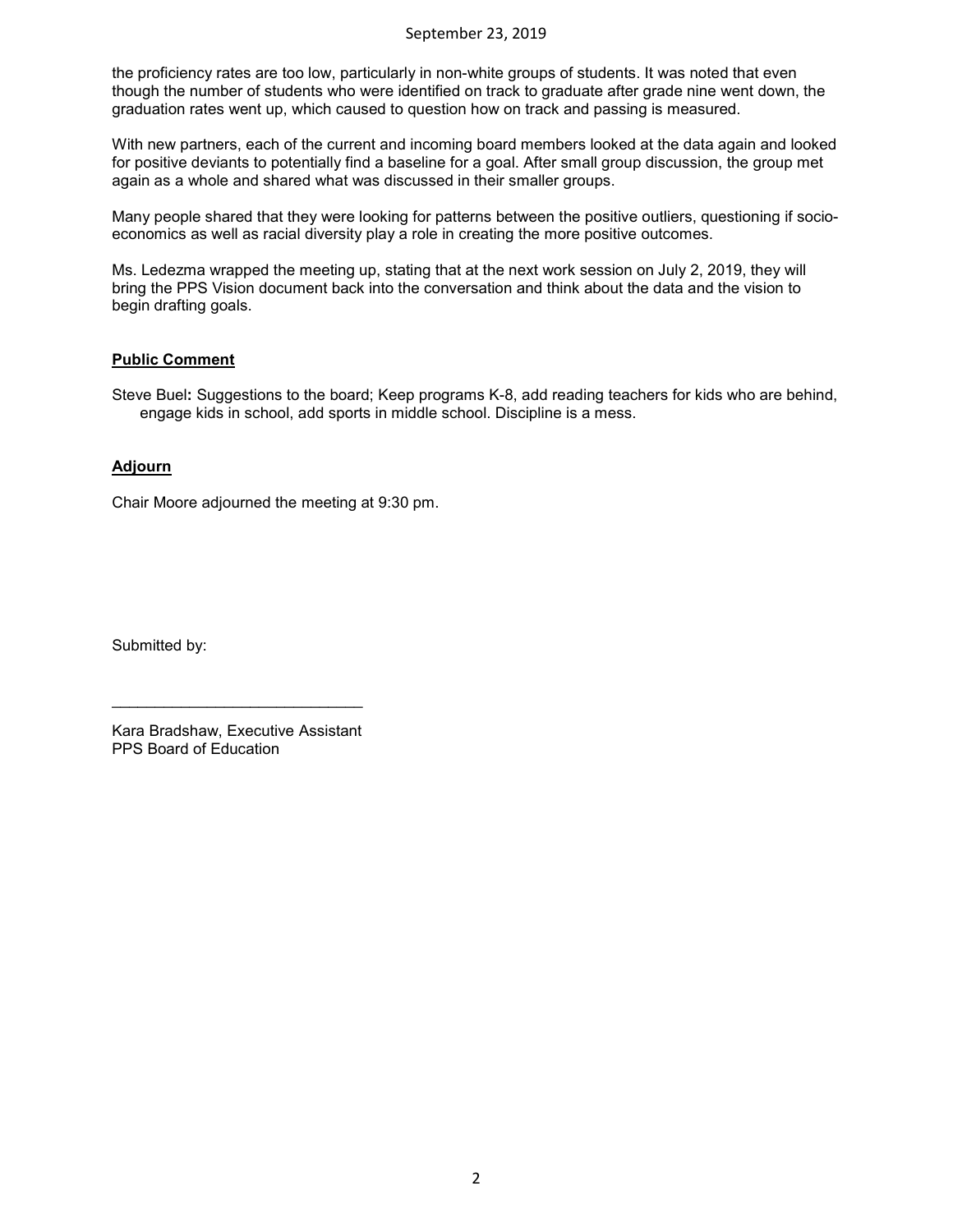the proficiency rates are too low, particularly in non-white groups of students. It was noted that even though the number of students who were identified on track to graduate after grade nine went down, the graduation rates went up, which caused to question how on track and passing is measured.

With new partners, each of the current and incoming board members looked at the data again and looked for positive deviants to potentially find a baseline for a goal. After small group discussion, the group met again as a whole and shared what was discussed in their smaller groups.

Many people shared that they were looking for patterns between the positive outliers, questioning if socio-economics as well as racial diversity play a role in creating the more positive outcomes.

Ms. Ledezma wrapped the meeting up, stating that at the next work session on July 2, 2019, they will bring the PPS Vision document back into the conversation and think about the data and the vision to begin drafting goals.

**Public Comment**

Steve Buel**:** Suggestions to the board; Keep programs K-8, add reading teachers for kids who are behind, engage kids in school, add sports in middle school. Discipline is a mess.

**Adjourn**

Chair Moore adjourned the meeting at 9:30 pm.

Submitted by:

_____________________________

Kara Bradshaw, Executive Assistant
PPS Board of Education